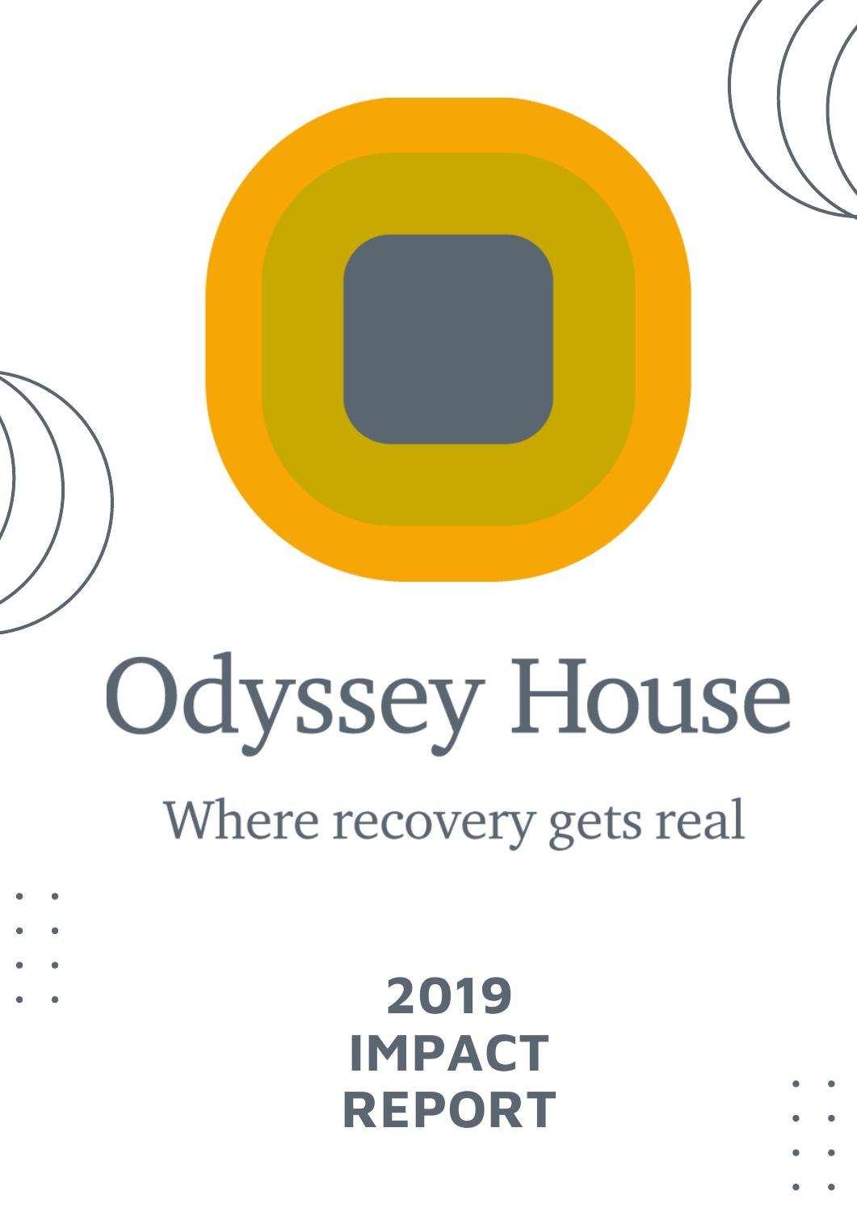# Odyssey House

Where recovery gets real

**2019 IMPACT REPORT**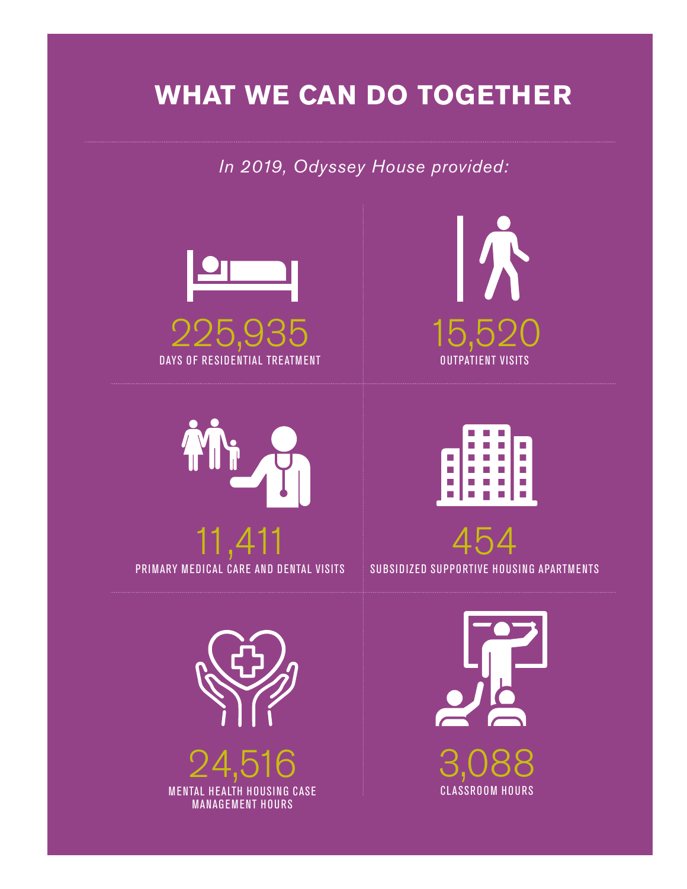# WHAT WE CAN DO TOGETHER

*In 2019, Odyssey House provided:*

**225,935**
DAYS OF RESIDENTIAL TREATMENT

**15,520**
OUTPATIENT VISITS

**11,411**
PRIMARY MEDICAL CARE AND DENTAL VISITS

**454**
SUBSIDIZED SUPPORTIVE HOUSING APARTMENTS

**24,516**
MENTAL HEALTH HOUSING CASE MANAGEMENT HOURS

**3,088**
CLASSROOM HOURS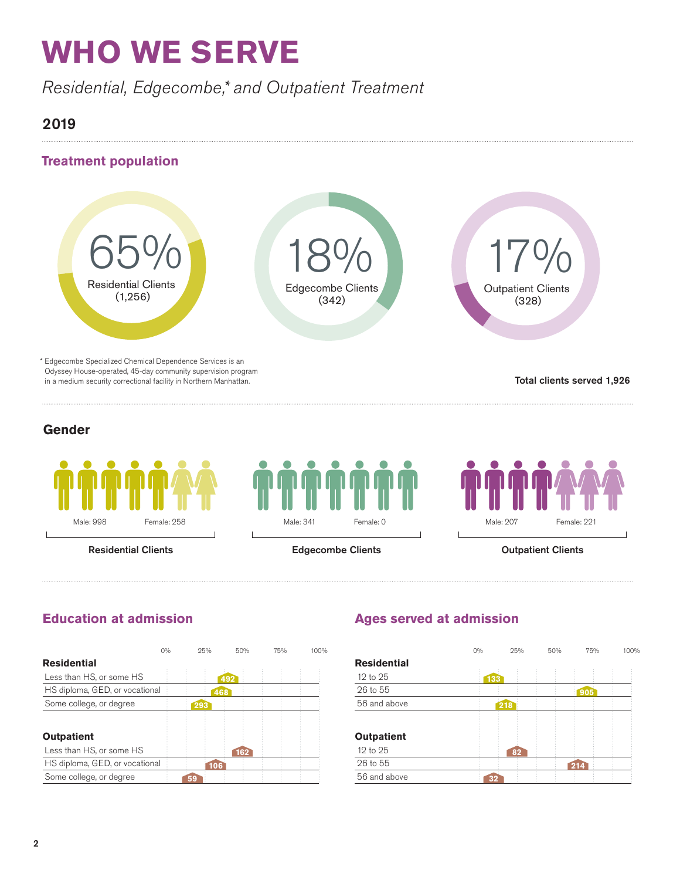# WHO WE SERVE

*Residential, Edgecombe,\* and Outpatient Treatment*

## 2019

### Treatment population

65% Residential Clients (1,256)

18% Edgecombe Clients (342)

17% Outpatient Clients (328)

\* Edgecombe Specialized Chemical Dependence Services is an Odyssey House-operated, 45-day community supervision program in a medium security correctional facility in Northern Manhattan.

**Total clients served 1,926**

### Gender

| | Male | Female |
|---|---|---|
| **Residential Clients** | 998 | 258 |
| **Edgecombe Clients** | 341 | 0 |
| **Outpatient Clients** | 207 | 221 |

### Education at admission

| | |
|---|---|
| **Residential** | |
| Less than HS, or some HS | 492 |
| HS diploma, GED, or vocational | 468 |
| Some college, or degree | 293 |
| **Outpatient** | |
| Less than HS, or some HS | 162 |
| HS diploma, GED, or vocational | 106 |
| Some college, or degree | 59 |

### Ages served at admission

| | |
|---|---|
| **Residential** | |
| 12 to 25 | 133 |
| 26 to 55 | 905 |
| 56 and above | 218 |
| **Outpatient** | |
| 12 to 25 | 82 |
| 26 to 55 | 214 |
| 56 and above | 32 |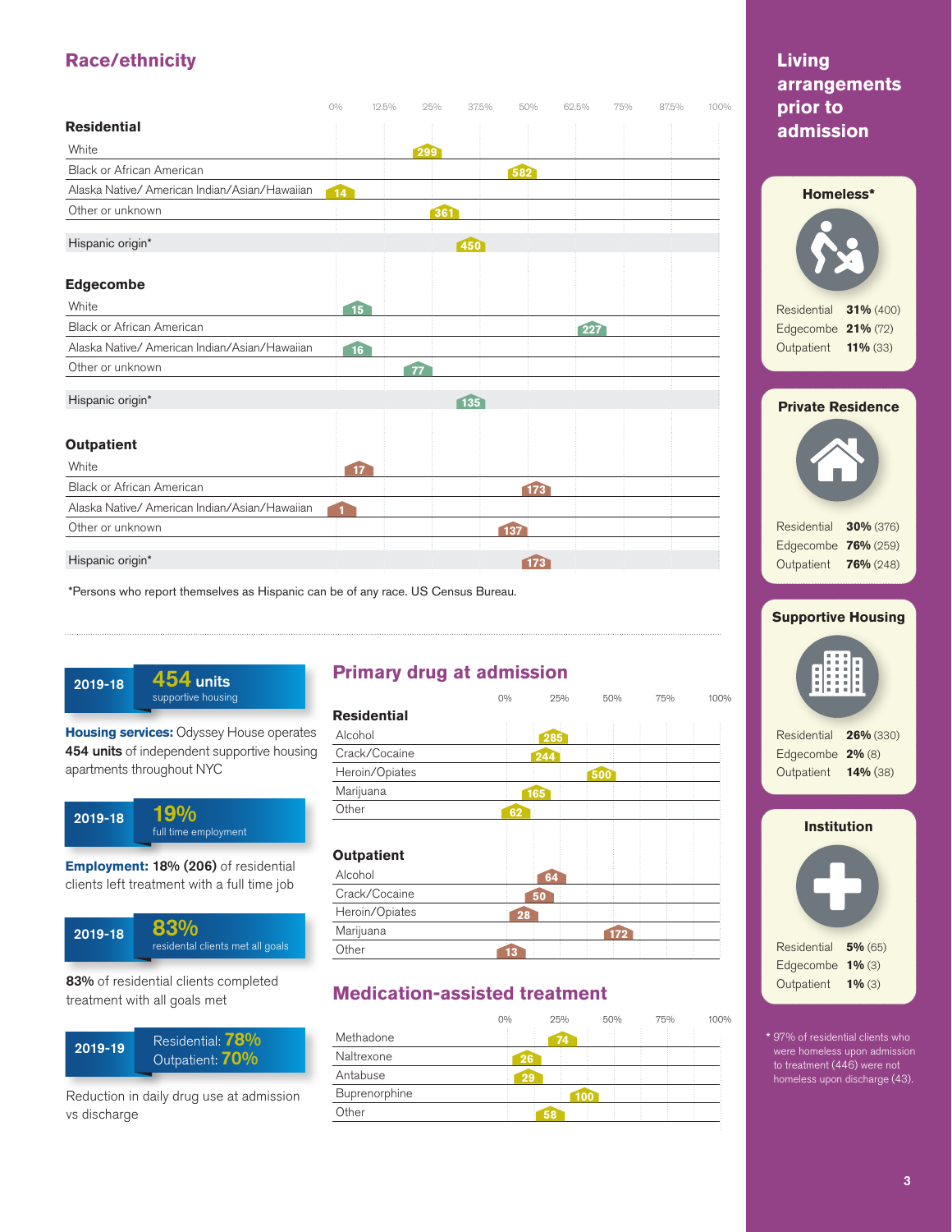## Race/ethnicity

0% 12.5% 25% 37.5% 50% 62.5% 75% 87.5% 100%

**Residential**

White 299
Black or African American 582
Alaska Native/ American Indian/Asian/Hawaiian 14
Other or unknown 361
Hispanic origin* 450

**Edgecombe**

White 15
Black or African American 227
Alaska Native/ American Indian/Asian/Hawaiian 16
Other or unknown 77
Hispanic origin* 135

**Outpatient**

White 17
Black or African American 173
Alaska Native/ American Indian/Asian/Hawaiian 1
Other or unknown 137
Hispanic origin* 173

*Persons who report themselves as Hispanic can be of any race. US Census Bureau.

**2019-18** **454 units** supportive housing

**Housing services:** Odyssey House operates **454 units** of independent supportive housing apartments throughout NYC

**2019-18** **19%** full time employment

**Employment:** **18% (206)** of residential clients left treatment with a full time job

**2019-18** **83%** residental clients met all goals

**83%** of residential clients completed treatment with all goals met

**2019-19** Residential: **78%** Outpatient: **70%**

Reduction in daily drug use at admission vs discharge

## Primary drug at admission

0% 25% 50% 75% 100%

**Residential**

Alcohol 285
Crack/Cocaine 244
Heroin/Opiates 500
Marijuana 165
Other 62

**Outpatient**

Alcohol 64
Crack/Cocaine 50
Heroin/Opiates 28
Marijuana 172
Other 13

## Medication-assisted treatment

0% 25% 50% 75% 100%

Methadone 74
Naltrexone 26
Antabuse 29
Buprenorphine 100
Other 58

## Living arrangements prior to admission

**Homeless***

Residential **31%** (400)
Edgecombe **21%** (72)
Outpatient **11%** (33)

**Private Residence**

Residential **30%** (376)
Edgecombe **76%** (259)
Outpatient **76%** (248)

**Supportive Housing**

Residential **26%** (330)
Edgecombe **2%** (8)
Outpatient **14%** (38)

**Institution**

Residential **5%** (65)
Edgecombe **1%** (3)
Outpatient **1%** (3)

* 97% of residential clients who were homeless upon admission to treatment (446) were not homeless upon discharge (43).